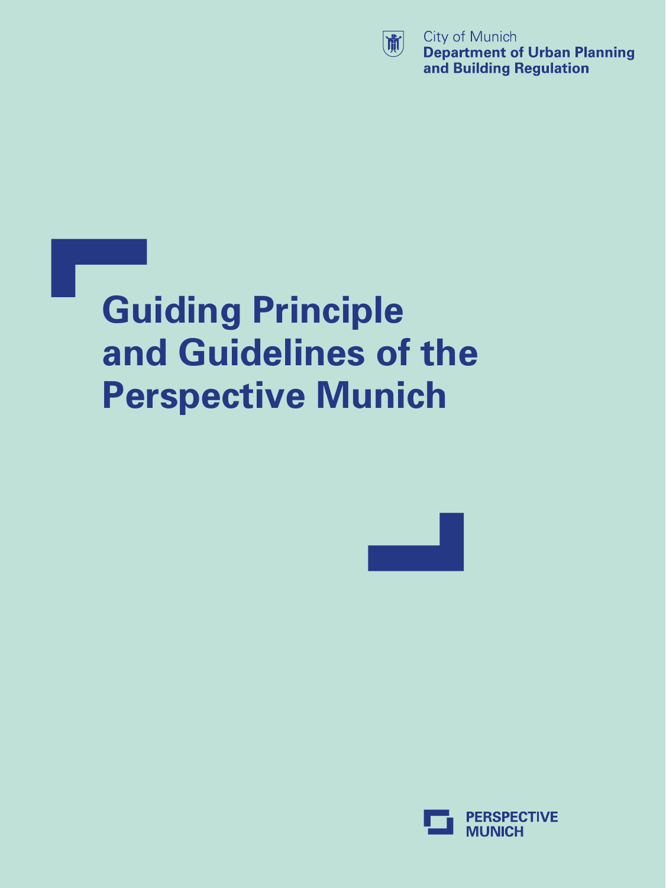City of Munich
**Department of Urban Planning and Building Regulation**

# Guiding Principle and Guidelines of the Perspective Munich

**PERSPECTIVE MUNICH**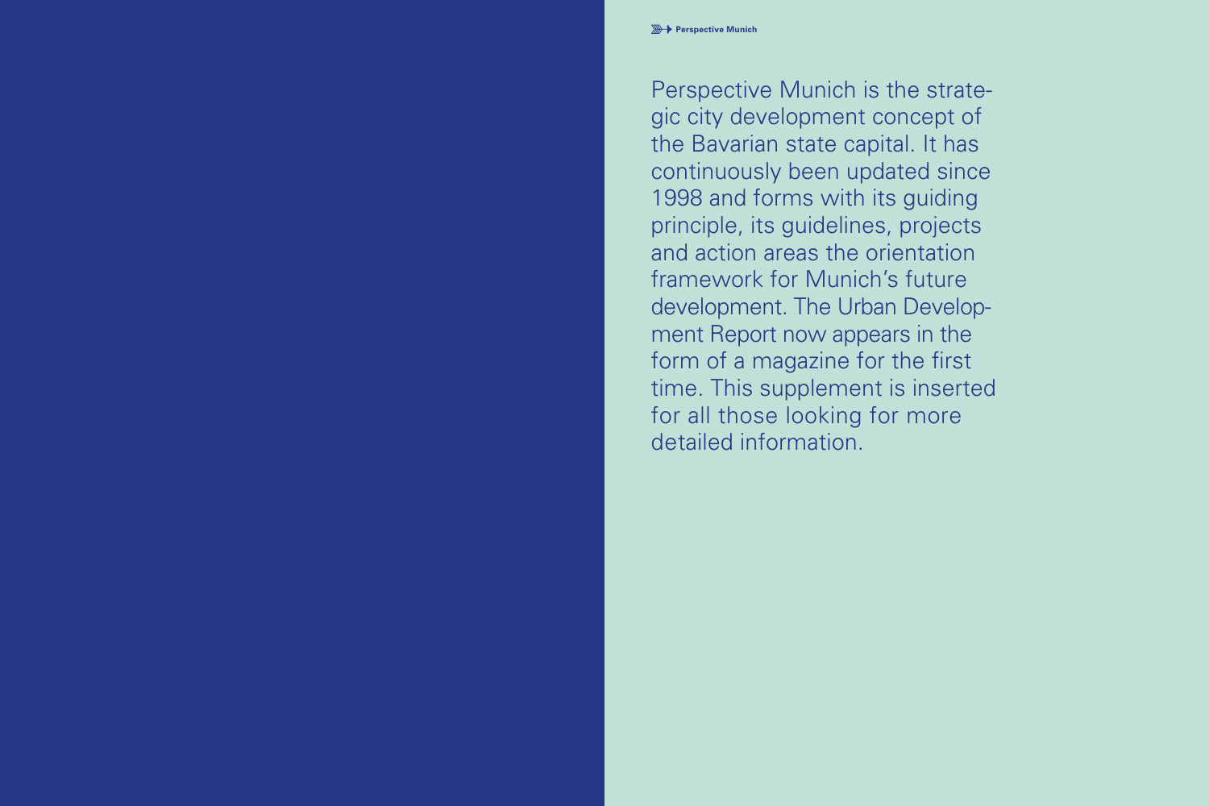Perspective Munich

Perspective Munich is the strategic city development concept of the Bavarian state capital. It has continuously been updated since 1998 and forms with its guiding principle, its guidelines, projects and action areas the orientation framework for Munich's future development. The Urban Development Report now appears in the form of a magazine for the first time. This supplement is inserted for all those looking for more detailed information.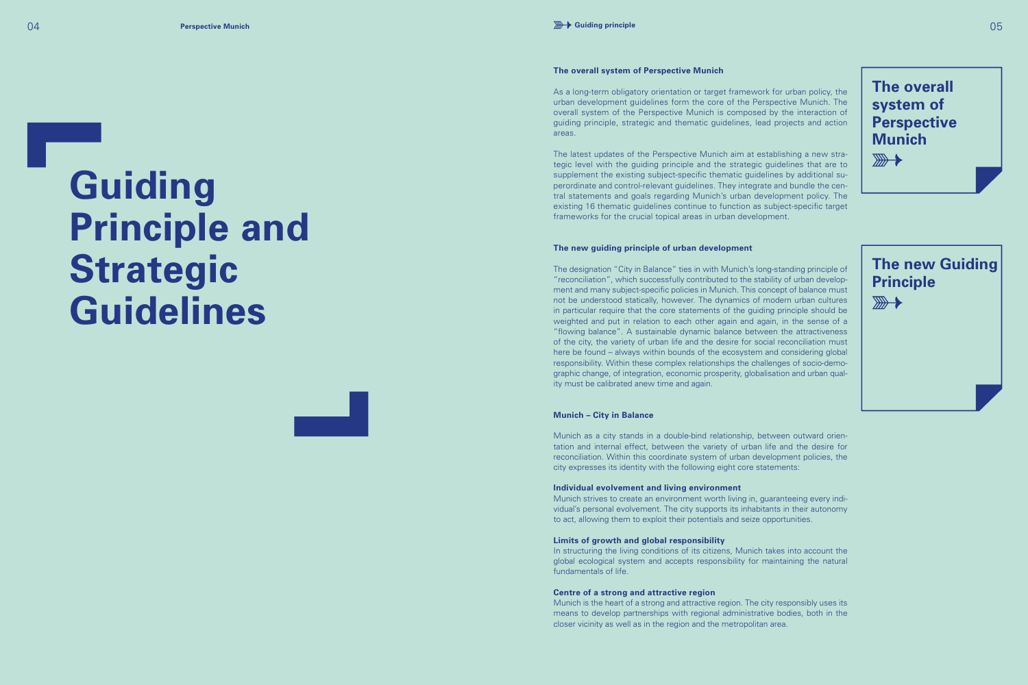# Guiding Principle and Strategic Guidelines

### The overall system of Perspective Munich

As a long-term obligatory orientation or target framework for urban policy, the urban development guidelines form the core of the Perspective Munich. The overall system of the Perspective Munich is composed by the interaction of guiding principle, strategic and thematic guidelines, lead projects and action areas.

The latest updates of the Perspective Munich aim at establishing a new strategic level with the guiding principle and the strategic guidelines that are to supplement the existing subject-specific thematic guidelines by additional superordinate and control-relevant guidelines. They integrate and bundle the central statements and goals regarding Munich's urban development policy. The existing 16 thematic guidelines continue to function as subject-specific target frameworks for the crucial topical areas in urban development.

**The overall system of Perspective Munich**

### The new guiding principle of urban development

The designation "City in Balance" ties in with Munich's long-standing principle of "reconciliation", which successfully contributed to the stability of urban development and many subject-specific policies in Munich. This concept of balance must not be understood statically, however. The dynamics of modern urban cultures in particular require that the core statements of the guiding principle should be weighted and put in relation to each other again and again, in the sense of a "flowing balance". A sustainable dynamic balance between the attractiveness of the city, the variety of urban life and the desire for social reconciliation must here be found – always within bounds of the ecosystem and considering global responsibility. Within these complex relationships the challenges of socio-demographic change, of integration, economic prosperity, globalisation and urban quality must be calibrated anew time and again.

**The new Guiding Principle**

### Munich – City in Balance

Munich as a city stands in a double-bind relationship, between outward orientation and internal effect, between the variety of urban life and the desire for reconciliation. Within this coordinate system of urban development policies, the city expresses its identity with the following eight core statements:

**Individual evolvement and living environment**
Munich strives to create an environment worth living in, guaranteeing every individual's personal evolvement. The city supports its inhabitants in their autonomy to act, allowing them to exploit their potentials and seize opportunities.

**Limits of growth and global responsibility**
In structuring the living conditions of its citizens, Munich takes into account the global ecological system and accepts responsibility for maintaining the natural fundamentals of life.

**Centre of a strong and attractive region**
Munich is the heart of a strong and attractive region. The city responsibly uses its means to develop partnerships with regional administrative bodies, both in the closer vicinity as well as in the region and the metropolitan area.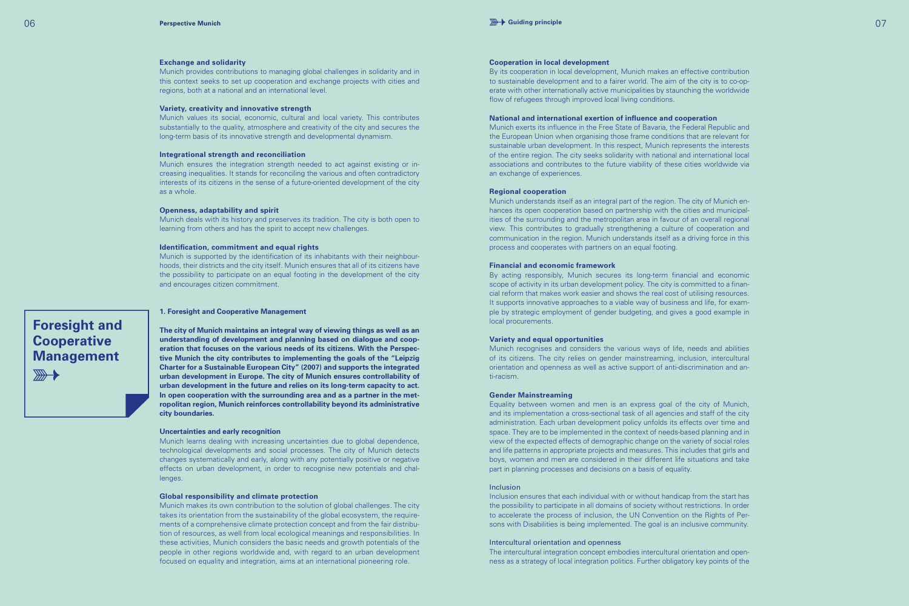**Exchange and solidarity**
Munich provides contributions to managing global challenges in solidarity and in this context seeks to set up cooperation and exchange projects with cities and regions, both at a national and an international level.

**Variety, creativity and innovative strength**
Munich values its social, economic, cultural and local variety. This contributes substantially to the quality, atmosphere and creativity of the city and secures the long-term basis of its innovative strength and developmental dynamism.

**Integrational strength and reconciliation**
Munich ensures the integration strength needed to act against existing or increasing inequalities. It stands for reconciling the various and often contradictory interests of its citizens in the sense of a future-oriented development of the city as a whole.

**Openness, adaptability and spirit**
Munich deals with its history and preserves its tradition. The city is both open to learning from others and has the spirit to accept new challenges.

**Identification, commitment and equal rights**
Munich is supported by the identification of its inhabitants with their neighbourhoods, their districts and the city itself. Munich ensures that all of its citizens have the possibility to participate on an equal footing in the development of the city and encourages citizen commitment.

## Foresight and Cooperative Management

### 1. Foresight and Cooperative Management

**The city of Munich maintains an integral way of viewing things as well as an understanding of development and planning based on dialogue and cooperation that focuses on the various needs of its citizens. With the Perspective Munich the city contributes to implementing the goals of the "Leipzig Charter for a Sustainable European City" (2007) and supports the integrated urban development in Europe. The city of Munich ensures controllability of urban development in the future and relies on its long-term capacity to act. In open cooperation with the surrounding area and as a partner in the metropolitan region, Munich reinforces controllability beyond its administrative city boundaries.**

**Uncertainties and early recognition**
Munich learns dealing with increasing uncertainties due to global dependence, technological developments and social processes. The city of Munich detects changes systematically and early, along with any potentially positive or negative effects on urban development, in order to recognise new potentials and challenges.

**Global responsibility and climate protection**
Munich makes its own contribution to the solution of global challenges. The city takes its orientation from the sustainability of the global ecosystem, the requirements of a comprehensive climate protection concept and from the fair distribution of resources, as well from local ecological meanings and responsibilities. In these activities, Munich considers the basic needs and growth potentials of the people in other regions worldwide and, with regard to an urban development focused on equality and integration, aims at an international pioneering role.

**Cooperation in local development**
By its cooperation in local development, Munich makes an effective contribution to sustainable development and to a fairer world. The aim of the city is to co-operate with other internationally active municipalities by staunching the worldwide flow of refugees through improved local living conditions.

**National and international exertion of influence and cooperation**
Munich exerts its influence in the Free State of Bavaria, the Federal Republic and the European Union when organising those frame conditions that are relevant for sustainable urban development. In this respect, Munich represents the interests of the entire region. The city seeks solidarity with national and international local associations and contributes to the future viability of these cities worldwide via an exchange of experiences.

**Regional cooperation**
Munich understands itself as an integral part of the region. The city of Munich enhances its open cooperation based on partnership with the cities and municipalities of the surrounding and the metropolitan area in favour of an overall regional view. This contributes to gradually strengthening a culture of cooperation and communication in the region. Munich understands itself as a driving force in this process and cooperates with partners on an equal footing.

**Financial and economic framework**
By acting responsibly, Munich secures its long-term financial and economic scope of activity in its urban development policy. The city is committed to a financial reform that makes work easier and shows the real cost of utilising resources. It supports innovative approaches to a viable way of business and life, for example by strategic employment of gender budgeting, and gives a good example in local procurements.

**Variety and equal opportunities**
Munich recognises and considers the various ways of life, needs and abilities of its citizens. The city relies on gender mainstreaming, inclusion, intercultural orientation and openness as well as active support of anti-discrimination and anti-racism.

**Gender Mainstreaming**
Equality between women and men is an express goal of the city of Munich, and its implementation a cross-sectional task of all agencies and staff of the city administration. Each urban development policy unfolds its effects over time and space. They are to be implemented in the context of needs-based planning and in view of the expected effects of demographic change on the variety of social roles and life patterns in appropriate projects and measures. This includes that girls and boys, women and men are considered in their different life situations and take part in planning processes and decisions on a basis of equality.

Inclusion
Inclusion ensures that each individual with or without handicap from the start has the possibility to participate in all domains of society without restrictions. In order to accelerate the process of inclusion, the UN Convention on the Rights of Persons with Disabilities is being implemented. The goal is an inclusive community.

Intercultural orientation and openness
The intercultural integration concept embodies intercultural orientation and openness as a strategy of local integration politics. Further obligatory key points of the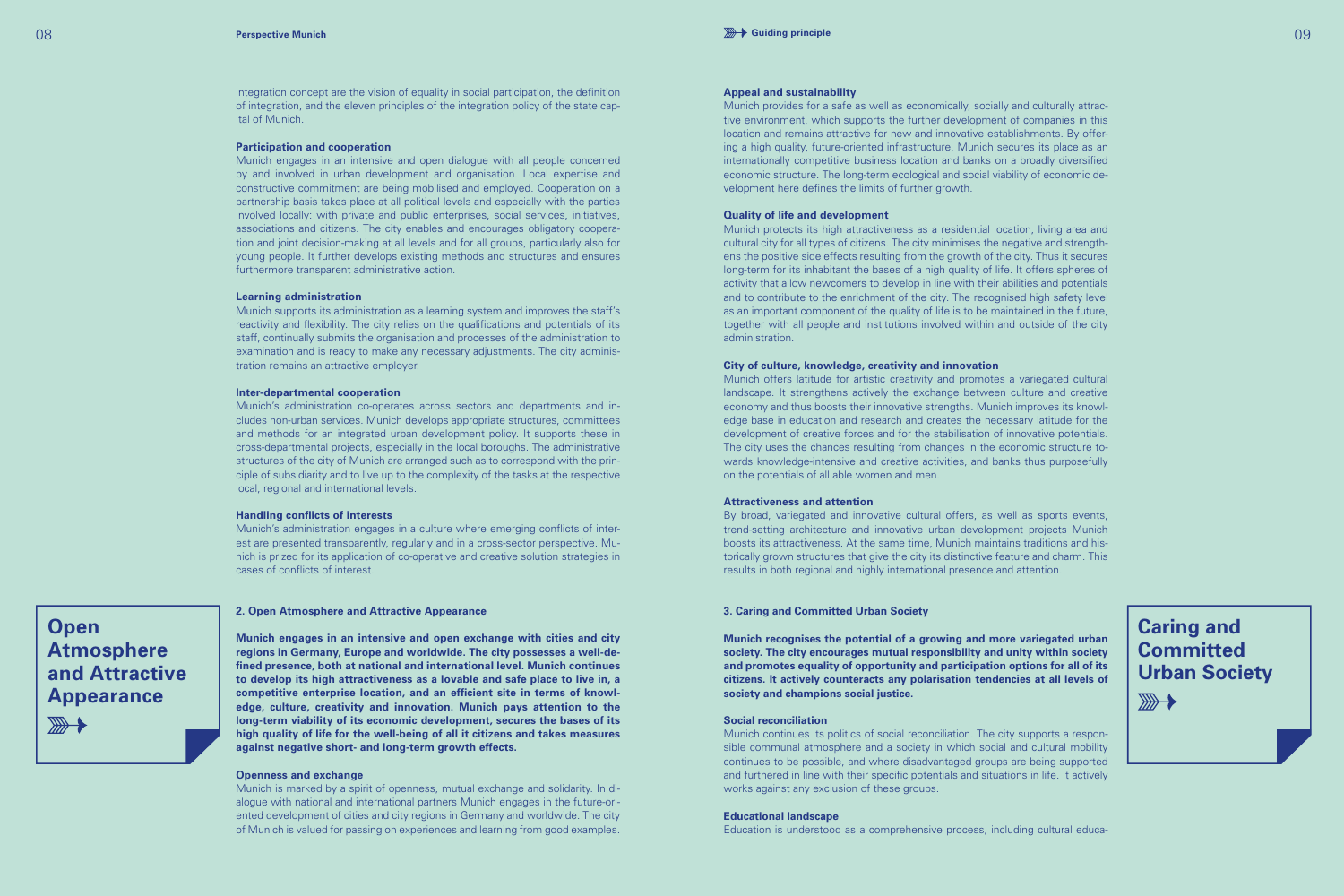integration concept are the vision of equality in social participation, the definition of integration, and the eleven principles of the integration policy of the state capital of Munich.

**Participation and cooperation**

Munich engages in an intensive and open dialogue with all people concerned by and involved in urban development and organisation. Local expertise and constructive commitment are being mobilised and employed. Cooperation on a partnership basis takes place at all political levels and especially with the parties involved locally: with private and public enterprises, social services, initiatives, associations and citizens. The city enables and encourages obligatory cooperation and joint decision-making at all levels and for all groups, particularly also for young people. It further develops existing methods and structures and ensures furthermore transparent administrative action.

**Learning administration**

Munich supports its administration as a learning system and improves the staff's reactivity and flexibility. The city relies on the qualifications and potentials of its staff, continually submits the organisation and processes of the administration to examination and is ready to make any necessary adjustments. The city administration remains an attractive employer.

**Inter-departmental cooperation**

Munich's administration co-operates across sectors and departments and includes non-urban services. Munich develops appropriate structures, committees and methods for an integrated urban development policy. It supports these in cross-departmental projects, especially in the local boroughs. The administrative structures of the city of Munich are arranged such as to correspond with the principle of subsidiarity and to live up to the complexity of the tasks at the respective local, regional and international levels.

**Handling conflicts of interests**

Munich's administration engages in a culture where emerging conflicts of interest are presented transparently, regularly and in a cross-sector perspective. Munich is prized for its application of co-operative and creative solution strategies in cases of conflicts of interest.

## Open Atmosphere and Attractive Appearance

### 2. Open Atmosphere and Attractive Appearance

**Munich engages in an intensive and open exchange with cities and city regions in Germany, Europe and worldwide. The city possesses a well-defined presence, both at national and international level. Munich continues to develop its high attractiveness as a lovable and safe place to live in, a competitive enterprise location, and an efficient site in terms of knowledge, culture, creativity and innovation. Munich pays attention to the long-term viability of its economic development, secures the bases of its high quality of life for the well-being of all it citizens and takes measures against negative short- and long-term growth effects.**

**Openness and exchange**

Munich is marked by a spirit of openness, mutual exchange and solidarity. In dialogue with national and international partners Munich engages in the future-oriented development of cities and city regions in Germany and worldwide. The city of Munich is valued for passing on experiences and learning from good examples.

**Appeal and sustainability**

Munich provides for a safe as well as economically, socially and culturally attractive environment, which supports the further development of companies in this location and remains attractive for new and innovative establishments. By offering a high quality, future-oriented infrastructure, Munich secures its place as an internationally competitive business location and banks on a broadly diversified economic structure. The long-term ecological and social viability of economic development here defines the limits of further growth.

**Quality of life and development**

Munich protects its high attractiveness as a residential location, living area and cultural city for all types of citizens. The city minimises the negative and strengthens the positive side effects resulting from the growth of the city. Thus it secures long-term for its inhabitant the bases of a high quality of life. It offers spheres of activity that allow newcomers to develop in line with their abilities and potentials and to contribute to the enrichment of the city. The recognised high safety level as an important component of the quality of life is to be maintained in the future, together with all people and institutions involved within and outside of the city administration.

**City of culture, knowledge, creativity and innovation**

Munich offers latitude for artistic creativity and promotes a variegated cultural landscape. It strengthens actively the exchange between culture and creative economy and thus boosts their innovative strengths. Munich improves its knowledge base in education and research and creates the necessary latitude for the development of creative forces and for the stabilisation of innovative potentials. The city uses the chances resulting from changes in the economic structure towards knowledge-intensive and creative activities, and banks thus purposefully on the potentials of all able women and men.

**Attractiveness and attention**

By broad, variegated and innovative cultural offers, as well as sports events, trend-setting architecture and innovative urban development projects Munich boosts its attractiveness. At the same time, Munich maintains traditions and historically grown structures that give the city its distinctive feature and charm. This results in both regional and highly international presence and attention.

## Caring and Committed Urban Society

### 3. Caring and Committed Urban Society

**Munich recognises the potential of a growing and more variegated urban society. The city encourages mutual responsibility and unity within society and promotes equality of opportunity and participation options for all of its citizens. It actively counteracts any polarisation tendencies at all levels of society and champions social justice.**

**Social reconciliation**

Munich continues its politics of social reconciliation. The city supports a responsible communal atmosphere and a society in which social and cultural mobility continues to be possible, and where disadvantaged groups are being supported and furthered in line with their specific potentials and situations in life. It actively works against any exclusion of these groups.

**Educational landscape**

Education is understood as a comprehensive process, including cultural educa-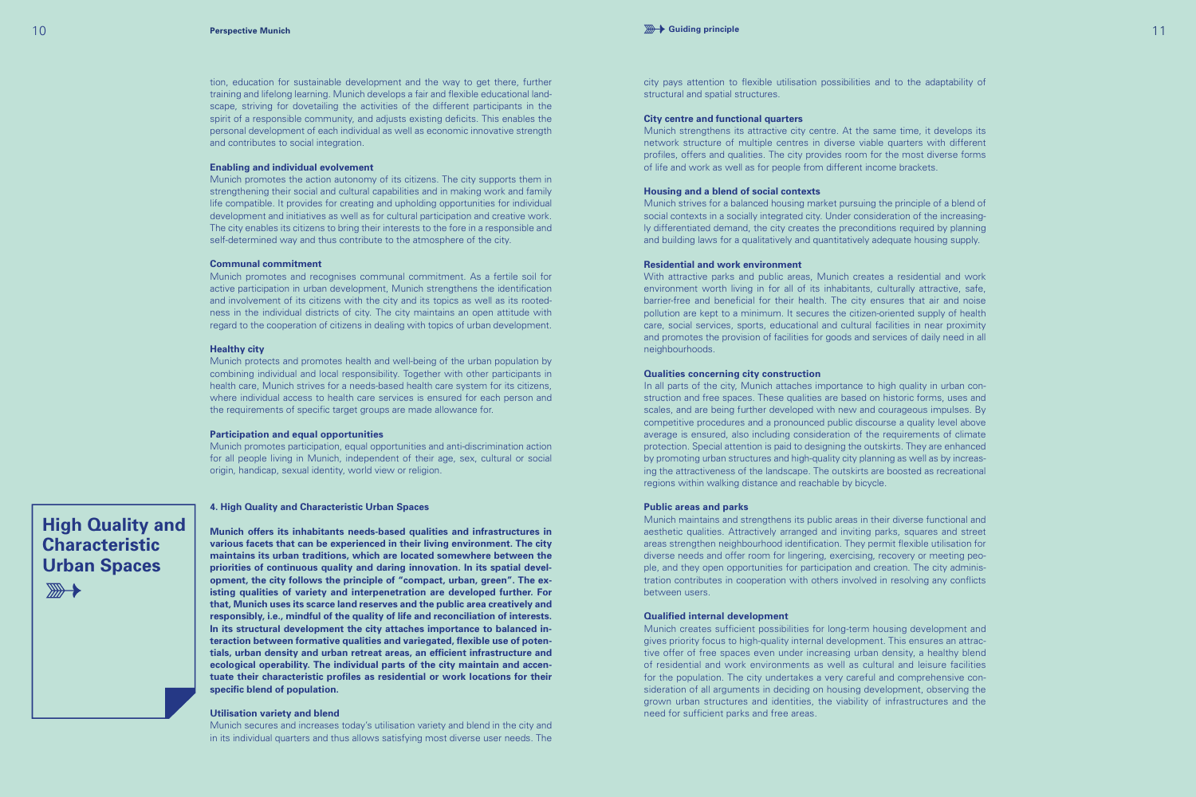tion, education for sustainable development and the way to get there, further training and lifelong learning. Munich develops a fair and flexible educational landscape, striving for dovetailing the activities of the different participants in the spirit of a responsible community, and adjusts existing deficits. This enables the personal development of each individual as well as economic innovative strength and contributes to social integration.

**Enabling and individual evolvement**

Munich promotes the action autonomy of its citizens. The city supports them in strengthening their social and cultural capabilities and in making work and family life compatible. It provides for creating and upholding opportunities for individual development and initiatives as well as for cultural participation and creative work. The city enables its citizens to bring their interests to the fore in a responsible and self-determined way and thus contribute to the atmosphere of the city.

**Communal commitment**

Munich promotes and recognises communal commitment. As a fertile soil for active participation in urban development, Munich strengthens the identification and involvement of its citizens with the city and its topics as well as its rootedness in the individual districts of city. The city maintains an open attitude with regard to the cooperation of citizens in dealing with topics of urban development.

**Healthy city**

Munich protects and promotes health and well-being of the urban population by combining individual and local responsibility. Together with other participants in health care, Munich strives for a needs-based health care system for its citizens, where individual access to health care services is ensured for each person and the requirements of specific target groups are made allowance for.

**Participation and equal opportunities**

Munich promotes participation, equal opportunities and anti-discrimination action for all people living in Munich, independent of their age, sex, cultural or social origin, handicap, sexual identity, world view or religion.

## High Quality and Characteristic Urban Spaces

**4. High Quality and Characteristic Urban Spaces**

**Munich offers its inhabitants needs-based qualities and infrastructures in various facets that can be experienced in their living environment. The city maintains its urban traditions, which are located somewhere between the priorities of continuous quality and daring innovation. In its spatial development, the city follows the principle of "compact, urban, green". The existing qualities of variety and interpenetration are developed further. For that, Munich uses its scarce land reserves and the public area creatively and responsibly, i.e., mindful of the quality of life and reconciliation of interests. In its structural development the city attaches importance to balanced interaction between formative qualities and variegated, flexible use of potentials, urban density and urban retreat areas, an efficient infrastructure and ecological operability. The individual parts of the city maintain and accentuate their characteristic profiles as residential or work locations for their specific blend of population.**

**Utilisation variety and blend**

Munich secures and increases today's utilisation variety and blend in the city and in its individual quarters and thus allows satisfying most diverse user needs. The city pays attention to flexible utilisation possibilities and to the adaptability of structural and spatial structures.

**City centre and functional quarters**

Munich strengthens its attractive city centre. At the same time, it develops its network structure of multiple centres in diverse viable quarters with different profiles, offers and qualities. The city provides room for the most diverse forms of life and work as well as for people from different income brackets.

**Housing and a blend of social contexts**

Munich strives for a balanced housing market pursuing the principle of a blend of social contexts in a socially integrated city. Under consideration of the increasingly differentiated demand, the city creates the preconditions required by planning and building laws for a qualitatively and quantitatively adequate housing supply.

**Residential and work environment**

With attractive parks and public areas, Munich creates a residential and work environment worth living in for all of its inhabitants, culturally attractive, safe, barrier-free and beneficial for their health. The city ensures that air and noise pollution are kept to a minimum. It secures the citizen-oriented supply of health care, social services, sports, educational and cultural facilities in near proximity and promotes the provision of facilities for goods and services of daily need in all neighbourhoods.

**Qualities concerning city construction**

In all parts of the city, Munich attaches importance to high quality in urban construction and free spaces. These qualities are based on historic forms, uses and scales, and are being further developed with new and courageous impulses. By competitive procedures and a pronounced public discourse a quality level above average is ensured, also including consideration of the requirements of climate protection. Special attention is paid to designing the outskirts. They are enhanced by promoting urban structures and high-quality city planning as well as by increasing the attractiveness of the landscape. The outskirts are boosted as recreational regions within walking distance and reachable by bicycle.

**Public areas and parks**

Munich maintains and strengthens its public areas in their diverse functional and aesthetic qualities. Attractively arranged and inviting parks, squares and street areas strengthen neighbourhood identification. They permit flexible utilisation for diverse needs and offer room for lingering, exercising, recovery or meeting people, and they open opportunities for participation and creation. The city administration contributes in cooperation with others involved in resolving any conflicts between users.

**Qualified internal development**

Munich creates sufficient possibilities for long-term housing development and gives priority focus to high-quality internal development. This ensures an attractive offer of free spaces even under increasing urban density, a healthy blend of residential and work environments as well as cultural and leisure facilities for the population. The city undertakes a very careful and comprehensive consideration of all arguments in deciding on housing development, observing the grown urban structures and identities, the viability of infrastructures and the need for sufficient parks and free areas.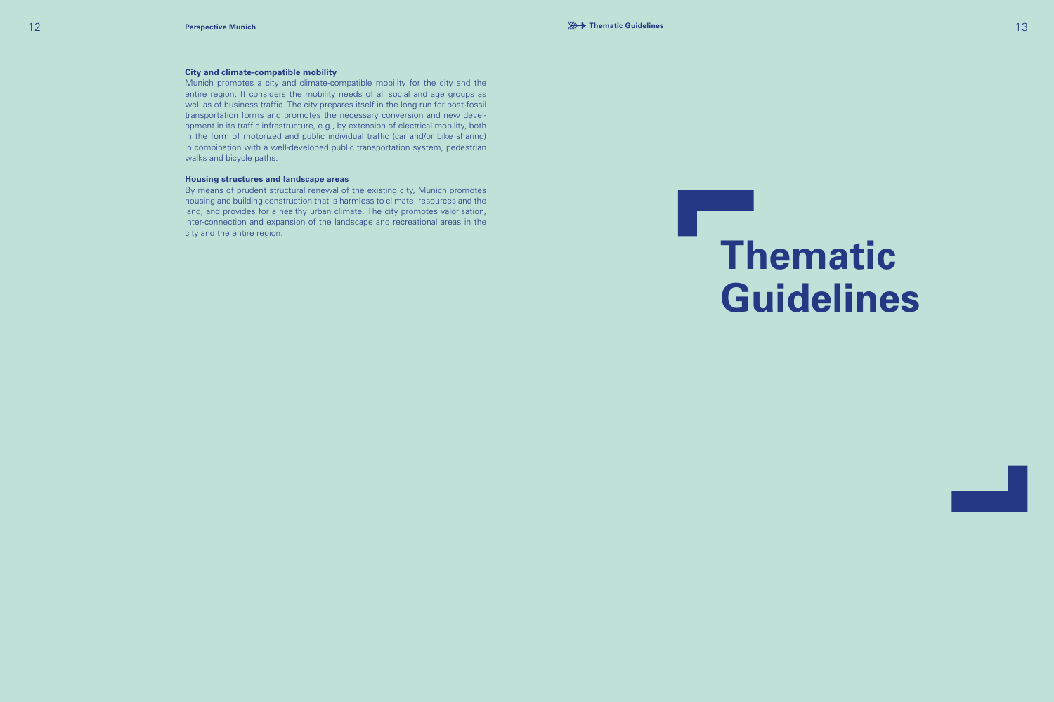**City and climate-compatible mobility**
Munich promotes a city and climate-compatible mobility for the city and the entire region. It considers the mobility needs of all social and age groups as well as of business traffic. The city prepares itself in the long run for post-fossil transportation forms and promotes the necessary conversion and new development in its traffic infrastructure, e.g., by extension of electrical mobility, both in the form of motorized and public individual traffic (car and/or bike sharing) in combination with a well-developed public transportation system, pedestrian walks and bicycle paths.

**Housing structures and landscape areas**
By means of prudent structural renewal of the existing city, Munich promotes housing and building construction that is harmless to climate, resources and the land, and provides for a healthy urban climate. The city promotes valorisation, inter-connection and expansion of the landscape and recreational areas in the city and the entire region.

# Thematic Guidelines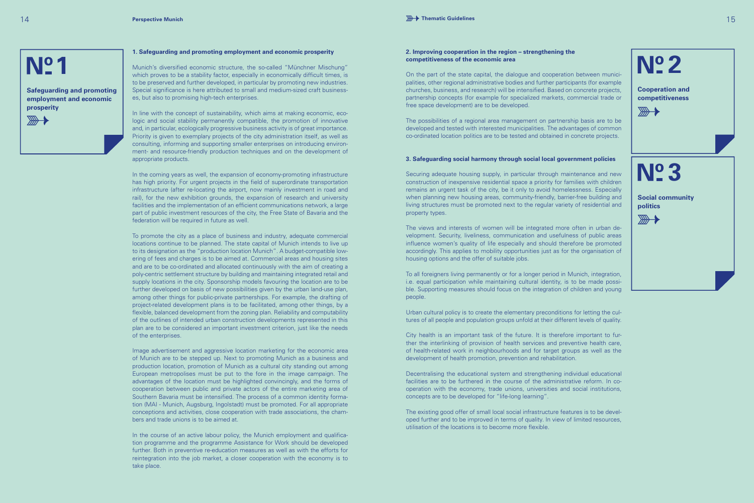**Nº 1**

**Safeguarding and promoting employment and economic prosperity**

### 1. Safeguarding and promoting employment and economic prosperity

Munich's diversified economic structure, the so-called "Münchner Mischung" which proves to be a stability factor, especially in economically difficult times, is to be preserved and further developed, in particular by promoting new industries. Special significance is here attributed to small and medium-sized craft businesses, but also to promising high-tech enterprises.

In line with the concept of sustainability, which aims at making economic, ecologic and social stability permanently compatible, the promotion of innovative and, in particular, ecologically progressive business activity is of great importance. Priority is given to exemplary projects of the city administration itself, as well as consulting, informing and supporting smaller enterprises on introducing environment- and resource-friendly production techniques and on the development of appropriate products.

In the coming years as well, the expansion of economy-promoting infrastructure has high priority. For urgent projects in the field of superordinate transportation infrastructure (after re-locating the airport, now mainly investment in road and rail), for the new exhibition grounds, the expansion of research and university facilities and the implementation of an efficient communications network, a large part of public investment resources of the city, the Free State of Bavaria and the federation will be required in future as well.

To promote the city as a place of business and industry, adequate commercial locations continue to be planned. The state capital of Munich intends to live up to its designation as the "production location Munich". A budget-compatible lowering of fees and charges is to be aimed at. Commercial areas and housing sites and are to be co-ordinated and allocated continuously with the aim of creating a poly-centric settlement structure by building and maintaining integrated retail and supply locations in the city. Sponsorship models favouring the location are to be further developed on basis of new possibilities given by the urban land-use plan, among other things for public-private partnerships. For example, the drafting of project-related development plans is to be facilitated, among other things, by a flexible, balanced development from the zoning plan. Reliability and computability of the outlines of intended urban construction developments represented in this plan are to be considered an important investment criterion, just like the needs of the enterprises.

Image advertisement and aggressive location marketing for the economic area of Munich are to be stepped up. Next to promoting Munich as a business and production location, promotion of Munich as a cultural city standing out among European metropolises must be put to the fore in the image campaign. The advantages of the location must be highlighted convincingly, and the forms of cooperation between public and private actors of the entire marketing area of Southern Bavaria must be intensified. The process of a common identity formation (MAI - Munich, Augsburg, Ingolstadt) must be promoted. For all appropriate conceptions and activities, close cooperation with trade associations, the chambers and trade unions is to be aimed at.

In the course of an active labour policy, the Munich employment and qualification programme and the programme Assistance for Work should be developed further. Both in preventive re-education measures as well as with the efforts for reintegration into the job market, a closer cooperation with the economy is to take place.

**Nº 2**

**Cooperation and competitiveness**

### 2. Improving cooperation in the region – strengthening the competitiveness of the economic area

On the part of the state capital, the dialogue and cooperation between municipalities, other regional administrative bodies and further participants (for example churches, business, and research) will be intensified. Based on concrete projects, partnership concepts (for example for specialized markets, commercial trade or free space development) are to be developed.

The possibilities of a regional area management on partnership basis are to be developed and tested with interested municipalities. The advantages of common co-ordinated location politics are to be tested and obtained in concrete projects.

**Nº 3**

**Social community politics**

### 3. Safeguarding social harmony through social local government policies

Securing adequate housing supply, in particular through maintenance and new construction of inexpensive residential space a priority for families with children remains an urgent task of the city, be it only to avoid homelessness. Especially when planning new housing areas, community-friendly, barrier-free building and living structures must be promoted next to the regular variety of residential and property types.

The views and interests of women will be integrated more often in urban development. Security, liveliness, communication and usefulness of public areas influence women's quality of life especially and should therefore be promoted accordingly. This applies to mobility opportunities just as for the organisation of housing options and the offer of suitable jobs.

To all foreigners living permanently or for a longer period in Munich, integration, i.e. equal participation while maintaining cultural identity, is to be made possible. Supporting measures should focus on the integration of children and young people.

Urban cultural policy is to create the elementary preconditions for letting the cultures of all people and population groups unfold at their different levels of quality.

City health is an important task of the future. It is therefore important to further the interlinking of provision of health services and preventive health care, of health-related work in neighbourhoods and for target groups as well as the development of health promotion, prevention and rehabilitation.

Decentralising the educational system and strengthening individual educational facilities are to be furthered in the course of the administrative reform. In cooperation with the economy, trade unions, universities and social institutions, concepts are to be developed for "life-long learning".

The existing good offer of small local social infrastructure features is to be developed further and to be improved in terms of quality. In view of limited resources, utilisation of the locations is to become more flexible.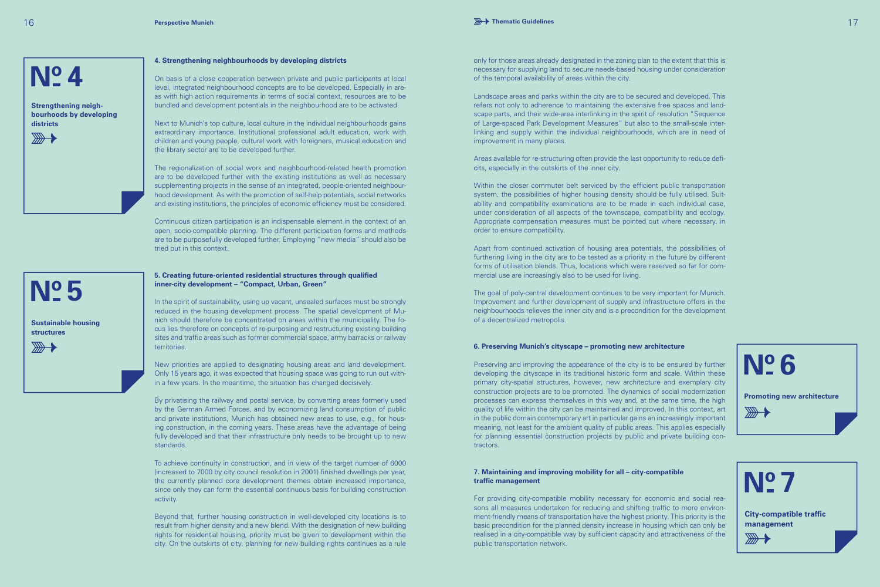**Nº 4**

**Strengthening neighbourhoods by developing districts**

#### 4. Strengthening neighbourhoods by developing districts

On basis of a close cooperation between private and public participants at local level, integrated neighbourhood concepts are to be developed. Especially in areas with high action requirements in terms of social context, resources are to be bundled and development potentials in the neighbourhood are to be activated.

Next to Munich's top culture, local culture in the individual neighbourhoods gains extraordinary importance. Institutional professional adult education, work with children and young people, cultural work with foreigners, musical education and the library sector are to be developed further.

The regionalization of social work and neighbourhood-related health promotion are to be developed further with the existing institutions as well as necessary supplementing projects in the sense of an integrated, people-oriented neighbourhood development. As with the promotion of self-help potentials, social networks and existing institutions, the principles of economic efficiency must be considered.

Continuous citizen participation is an indispensable element in the context of an open, socio-compatible planning. The different participation forms and methods are to be purposefully developed further. Employing "new media" should also be tried out in this context.

**Nº 5**

**Sustainable housing structures**

#### 5. Creating future-oriented residential structures through qualified inner-city development – "Compact, Urban, Green"

In the spirit of sustainability, using up vacant, unsealed surfaces must be strongly reduced in the housing development process. The spatial development of Munich should therefore be concentrated on areas within the municipality. The focus lies therefore on concepts of re-purposing and restructuring existing building sites and traffic areas such as former commercial space, army barracks or railway territories.

New priorities are applied to designating housing areas and land development. Only 15 years ago, it was expected that housing space was going to run out within a few years. In the meantime, the situation has changed decisively.

By privatising the railway and postal service, by converting areas formerly used by the German Armed Forces, and by economizing land consumption of public and private institutions, Munich has obtained new areas to use, e.g., for housing construction, in the coming years. These areas have the advantage of being fully developed and that their infrastructure only needs to be brought up to new standards.

To achieve continuity in construction, and in view of the target number of 6000 (increased to 7000 by city council resolution in 2001) finished dwellings per year, the currently planned core development themes obtain increased importance, since only they can form the essential continuous basis for building construction activity.

Beyond that, further housing construction in well-developed city locations is to result from higher density and a new blend. With the designation of new building rights for residential housing, priority must be given to development within the city. On the outskirts of city, planning for new building rights continues as a rule only for those areas already designated in the zoning plan to the extent that this is necessary for supplying land to secure needs-based housing under consideration of the temporal availability of areas within the city.

Landscape areas and parks within the city are to be secured and developed. This refers not only to adherence to maintaining the extensive free spaces and landscape parts, and their wide-area interlinking in the spirit of resolution "Sequence of Large-spaced Park Development Measures" but also to the small-scale interlinking and supply within the individual neighbourhoods, which are in need of improvement in many places.

Areas available for re-structuring often provide the last opportunity to reduce deficits, especially in the outskirts of the inner city.

Within the closer commuter belt serviced by the efficient public transportation system, the possibilities of higher housing density should be fully utilised. Suitability and compatibility examinations are to be made in each individual case, under consideration of all aspects of the townscape, compatibility and ecology. Appropriate compensation measures must be pointed out where necessary, in order to ensure compatibility.

Apart from continued activation of housing area potentials, the possibilities of furthering living in the city are to be tested as a priority in the future by different forms of utilisation blends. Thus, locations which were reserved so far for commercial use are increasingly also to be used for living.

The goal of poly-central development continues to be very important for Munich. Improvement and further development of supply and infrastructure offers in the neighbourhoods relieves the inner city and is a precondition for the development of a decentralized metropolis.

**Nº 6**

**Promoting new architecture**

#### 6. Preserving Munich's cityscape – promoting new architecture

Preserving and improving the appearance of the city is to be ensured by further developing the cityscape in its traditional historic form and scale. Within these primary city-spatial structures, however, new architecture and exemplary city construction projects are to be promoted. The dynamics of social modernization processes can express themselves in this way and, at the same time, the high quality of life within the city can be maintained and improved. In this context, art in the public domain contemporary art in particular gains an increasingly important meaning, not least for the ambient quality of public areas. This applies especially for planning essential construction projects by public and private building contractors.

**Nº 7**

**City-compatible traffic management**

#### 7. Maintaining and improving mobility for all – city-compatible traffic management

For providing city-compatible mobility necessary for economic and social reasons all measures undertaken for reducing and shifting traffic to more environment-friendly means of transportation have the highest priority. This priority is the basic precondition for the planned density increase in housing which can only be realised in a city-compatible way by sufficient capacity and attractiveness of the public transportation network.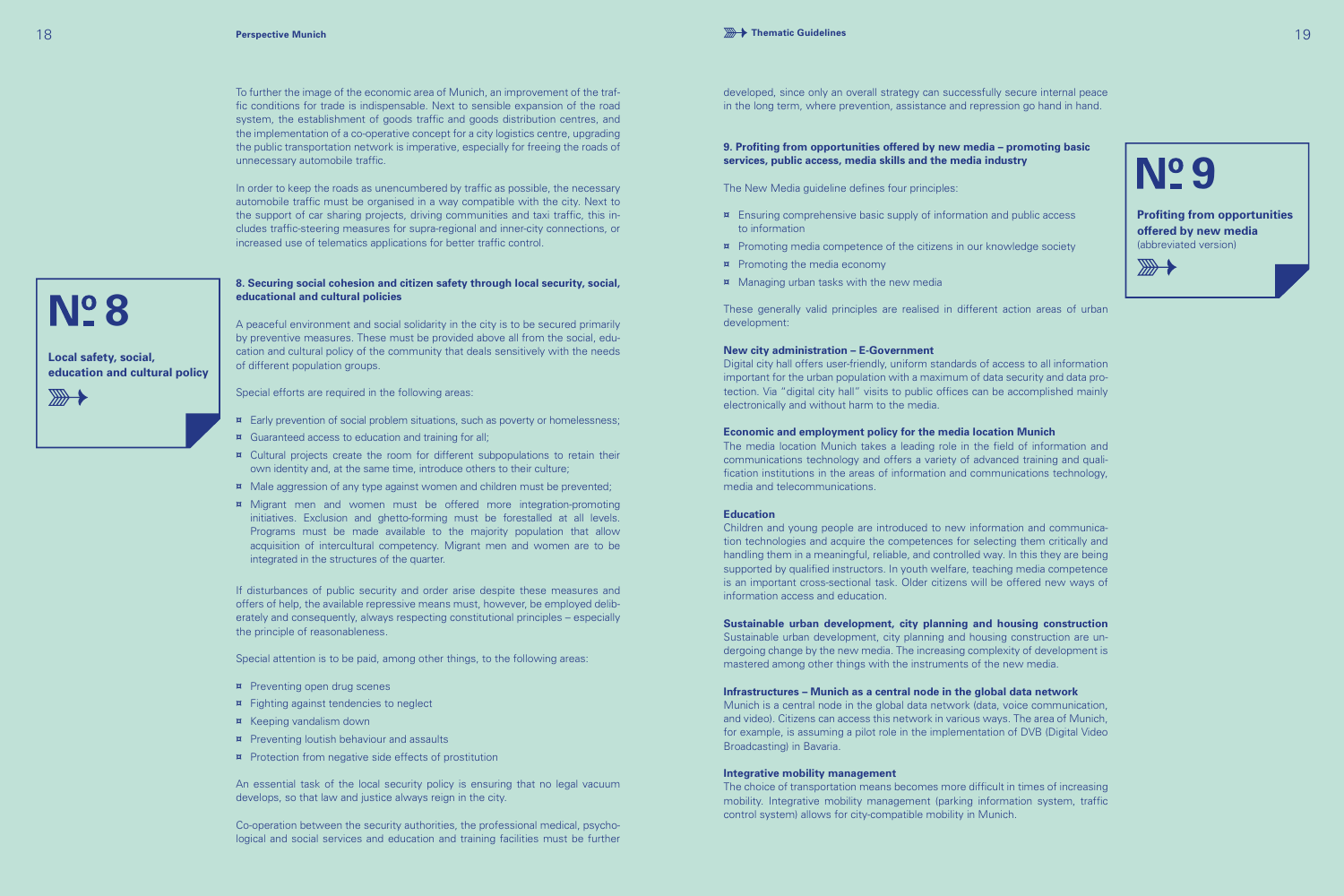To further the image of the economic area of Munich, an improvement of the traffic conditions for trade is indispensable. Next to sensible expansion of the road system, the establishment of goods traffic and goods distribution centres, and the implementation of a co-operative concept for a city logistics centre, upgrading the public transportation network is imperative, especially for freeing the roads of unnecessary automobile traffic.

In order to keep the roads as unencumbered by traffic as possible, the necessary automobile traffic must be organised in a way compatible with the city. Next to the support of car sharing projects, driving communities and taxi traffic, this includes traffic-steering measures for supra-regional and inner-city connections, or increased use of telematics applications for better traffic control.

**Nº 8**

**Local safety, social, education and cultural policy**

### 8. Securing social cohesion and citizen safety through local security, social, educational and cultural policies

A peaceful environment and social solidarity in the city is to be secured primarily by preventive measures. These must be provided above all from the social, education and cultural policy of the community that deals sensitively with the needs of different population groups.

Special efforts are required in the following areas:

- Early prevention of social problem situations, such as poverty or homelessness;
- Guaranteed access to education and training for all;
- Cultural projects create the room for different subpopulations to retain their own identity and, at the same time, introduce others to their culture;
- Male aggression of any type against women and children must be prevented;
- Migrant men and women must be offered more integration-promoting initiatives. Exclusion and ghetto-forming must be forestalled at all levels. Programs must be made available to the majority population that allow acquisition of intercultural competency. Migrant men and women are to be integrated in the structures of the quarter.

If disturbances of public security and order arise despite these measures and offers of help, the available repressive means must, however, be employed deliberately and consequently, always respecting constitutional principles – especially the principle of reasonableness.

Special attention is to be paid, among other things, to the following areas:

- Preventing open drug scenes
- Fighting against tendencies to neglect
- Keeping vandalism down
- Preventing loutish behaviour and assaults
- Protection from negative side effects of prostitution

An essential task of the local security policy is ensuring that no legal vacuum develops, so that law and justice always reign in the city.

Co-operation between the security authorities, the professional medical, psychological and social services and education and training facilities must be further developed, since only an overall strategy can successfully secure internal peace in the long term, where prevention, assistance and repression go hand in hand.

**Nº 9**

**Profiting from opportunities offered by new media**
(abbreviated version)

### 9. Profiting from opportunities offered by new media – promoting basic services, public access, media skills and the media industry

The New Media guideline defines four principles:

- Ensuring comprehensive basic supply of information and public access to information
- Promoting media competence of the citizens in our knowledge society
- Promoting the media economy
- Managing urban tasks with the new media

These generally valid principles are realised in different action areas of urban development:

**New city administration – E-Government**
Digital city hall offers user-friendly, uniform standards of access to all information important for the urban population with a maximum of data security and data protection. Via "digital city hall" visits to public offices can be accomplished mainly electronically and without harm to the media.

**Economic and employment policy for the media location Munich**
The media location Munich takes a leading role in the field of information and communications technology and offers a variety of advanced training and qualification institutions in the areas of information and communications technology, media and telecommunications.

**Education**
Children and young people are introduced to new information and communication technologies and acquire the competences for selecting them critically and handling them in a meaningful, reliable, and controlled way. In this they are being supported by qualified instructors. In youth welfare, teaching media competence is an important cross-sectional task. Older citizens will be offered new ways of information access and education.

**Sustainable urban development, city planning and housing construction**
Sustainable urban development, city planning and housing construction are undergoing change by the new media. The increasing complexity of development is mastered among other things with the instruments of the new media.

**Infrastructures – Munich as a central node in the global data network**
Munich is a central node in the global data network (data, voice communication, and video). Citizens can access this network in various ways. The area of Munich, for example, is assuming a pilot role in the implementation of DVB (Digital Video Broadcasting) in Bavaria.

**Integrative mobility management**
The choice of transportation means becomes more difficult in times of increasing mobility. Integrative mobility management (parking information system, traffic control system) allows for city-compatible mobility in Munich.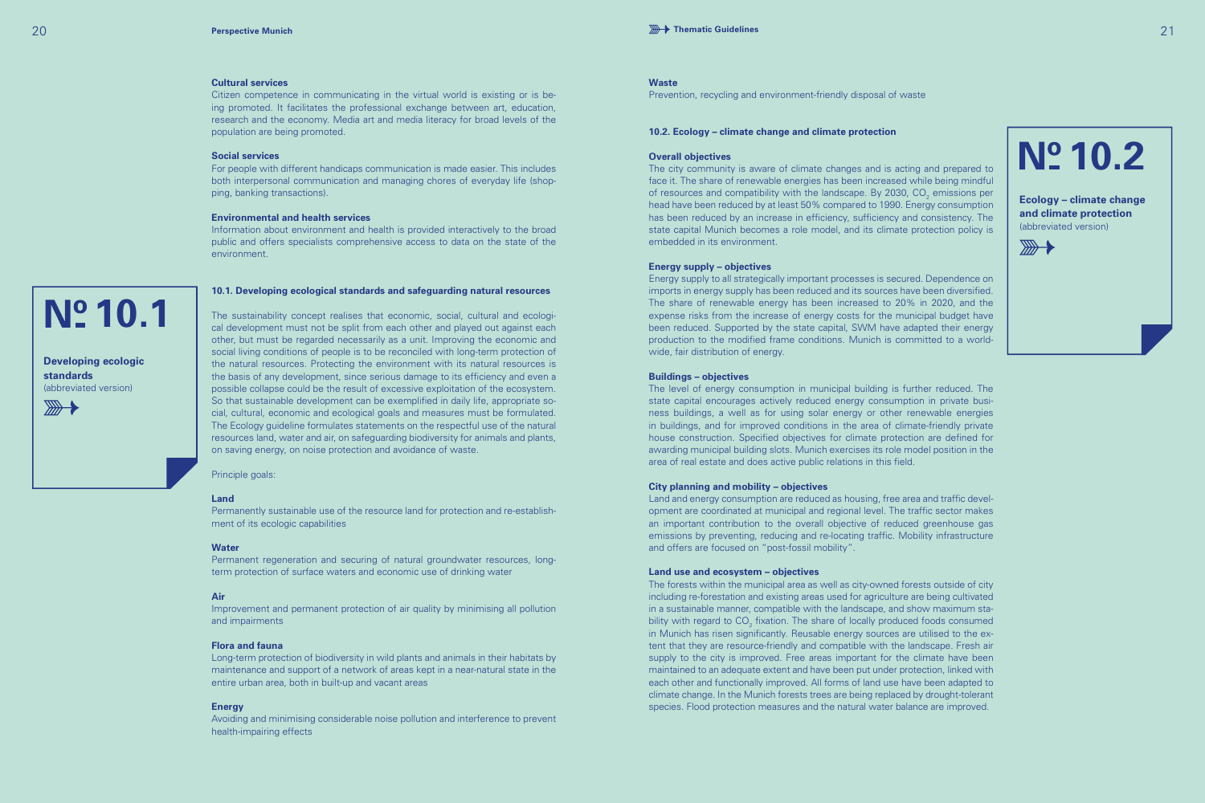**Cultural services**
Citizen competence in communicating in the virtual world is existing or is being promoted. It facilitates the professional exchange between art, education, research and the economy. Media art and media literacy for broad levels of the population are being promoted.

**Social services**
For people with different handicaps communication is made easier. This includes both interpersonal communication and managing chores of everyday life (shopping, banking transactions).

**Environmental and health services**
Information about environment and health is provided interactively to the broad public and offers specialists comprehensive access to data on the state of the environment.

# № 10.1

**Developing ecologic standards**
(abbreviated version)

## 10.1. Developing ecological standards and safeguarding natural resources

The sustainability concept realises that economic, social, cultural and ecological development must not be split from each other and played out against each other, but must be regarded necessarily as a unit. Improving the economic and social living conditions of people is to be reconciled with long-term protection of the natural resources. Protecting the environment with its natural resources is the basis of any development, since serious damage to its efficiency and even a possible collapse could be the result of excessive exploitation of the ecosystem. So that sustainable development can be exemplified in daily life, appropriate social, cultural, economic and ecological goals and measures must be formulated. The Ecology guideline formulates statements on the respectful use of the natural resources land, water and air, on safeguarding biodiversity for animals and plants, on saving energy, on noise protection and avoidance of waste.

Principle goals:

**Land**
Permanently sustainable use of the resource land for protection and re-establishment of its ecologic capabilities

**Water**
Permanent regeneration and securing of natural groundwater resources, long-term protection of surface waters and economic use of drinking water

**Air**
Improvement and permanent protection of air quality by minimising all pollution and impairments

**Flora and fauna**
Long-term protection of biodiversity in wild plants and animals in their habitats by maintenance and support of a network of areas kept in a near-natural state in the entire urban area, both in built-up and vacant areas

**Energy**
Avoiding and minimising considerable noise pollution and interference to prevent health-impairing effects

**Waste**
Prevention, recycling and environment-friendly disposal of waste

# № 10.2

**Ecology – climate change and climate protection**
(abbreviated version)

## 10.2. Ecology – climate change and climate protection

**Overall objectives**
The city community is aware of climate changes and is acting and prepared to face it. The share of renewable energies has been increased while being mindful of resources and compatibility with the landscape. By 2030, $CO_2$ emissions per head have been reduced by at least 50% compared to 1990. Energy consumption has been reduced by an increase in efficiency, sufficiency and consistency. The state capital Munich becomes a role model, and its climate protection policy is embedded in its environment.

**Energy supply – objectives**
Energy supply to all strategically important processes is secured. Dependence on imports in energy supply has been reduced and its sources have been diversified. The share of renewable energy has been increased to 20% in 2020, and the expense risks from the increase of energy costs for the municipal budget have been reduced. Supported by the state capital, SWM have adapted their energy production to the modified frame conditions. Munich is committed to a worldwide, fair distribution of energy.

**Buildings – objectives**
The level of energy consumption in municipal building is further reduced. The state capital encourages actively reduced energy consumption in private business buildings, a well as for using solar energy or other renewable energies in buildings, and for improved conditions in the area of climate-friendly private house construction. Specified objectives for climate protection are defined for awarding municipal building slots. Munich exercises its role model position in the area of real estate and does active public relations in this field.

**City planning and mobility – objectives**
Land and energy consumption are reduced as housing, free area and traffic development are coordinated at municipal and regional level. The traffic sector makes an important contribution to the overall objective of reduced greenhouse gas emissions by preventing, reducing and re-locating traffic. Mobility infrastructure and offers are focused on "post-fossil mobility".

**Land use and ecosystem – objectives**
The forests within the municipal area as well as city-owned forests outside of city including re-forestation and existing areas used for agriculture are being cultivated in a sustainable manner, compatible with the landscape, and show maximum stability with regard to $CO_2$ fixation. The share of locally produced foods consumed in Munich has risen significantly. Reusable energy sources are utilised to the extent that they are resource-friendly and compatible with the landscape. Fresh air supply to the city is improved. Free areas important for the climate have been maintained to an adequate extent and have been put under protection, linked with each other and functionally improved. All forms of land use have been adapted to climate change. In the Munich forests trees are being replaced by drought-tolerant species. Flood protection measures and the natural water balance are improved.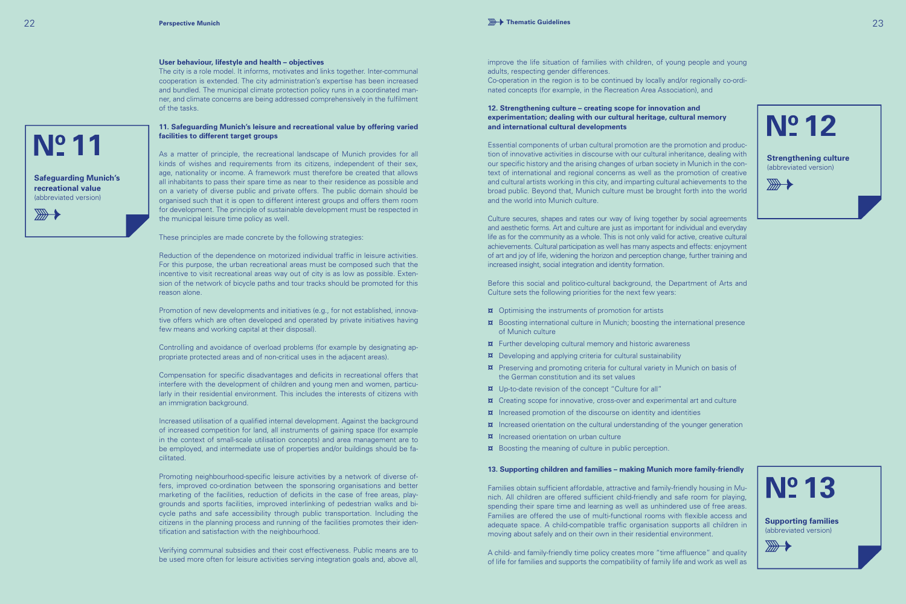**User behaviour, lifestyle and health – objectives**

The city is a role model. It informs, motivates and links together. Inter-communal cooperation is extended. The city administration's expertise has been increased and bundled. The municipal climate protection policy runs in a coordinated manner, and climate concerns are being addressed comprehensively in the fulfilment of the tasks.

**Nº 11**

**Safeguarding Munich's recreational value**
(abbreviated version)

### 11. Safeguarding Munich's leisure and recreational value by offering varied facilities to different target groups

As a matter of principle, the recreational landscape of Munich provides for all kinds of wishes and requirements from its citizens, independent of their sex, age, nationality or income. A framework must therefore be created that allows all inhabitants to pass their spare time as near to their residence as possible and on a variety of diverse public and private offers. The public domain should be organised such that it is open to different interest groups and offers them room for development. The principle of sustainable development must be respected in the municipal leisure time policy as well.

These principles are made concrete by the following strategies:

Reduction of the dependence on motorized individual traffic in leisure activities. For this purpose, the urban recreational areas must be composed such that the incentive to visit recreational areas way out of city is as low as possible. Extension of the network of bicycle paths and tour tracks should be promoted for this reason alone.

Promotion of new developments and initiatives (e.g., for not established, innovative offers which are often developed and operated by private initiatives having few means and working capital at their disposal).

Controlling and avoidance of overload problems (for example by designating appropriate protected areas and of non-critical uses in the adjacent areas).

Compensation for specific disadvantages and deficits in recreational offers that interfere with the development of children and young men and women, particularly in their residential environment. This includes the interests of citizens with an immigration background.

Increased utilisation of a qualified internal development. Against the background of increased competition for land, all instruments of gaining space (for example in the context of small-scale utilisation concepts) and area management are to be employed, and intermediate use of properties and/or buildings should be facilitated.

Promoting neighbourhood-specific leisure activities by a network of diverse offers, improved co-ordination between the sponsoring organisations and better marketing of the facilities, reduction of deficits in the case of free areas, playgrounds and sports facilities, improved interlinking of pedestrian walks and bicycle paths and safe accessibility through public transportation. Including the citizens in the planning process and running of the facilities promotes their identification and satisfaction with the neighbourhood.

Verifying communal subsidies and their cost effectiveness. Public means are to be used more often for leisure activities serving integration goals and, above all, improve the life situation of families with children, of young people and young adults, respecting gender differences.

Co-operation in the region is to be continued by locally and/or regionally co-ordinated concepts (for example, in the Recreation Area Association), and

**Nº 12**

**Strengthening culture**
(abbreviated version)

### 12. Strengthening culture – creating scope for innovation and experimentation; dealing with our cultural heritage, cultural memory and international cultural developments

Essential components of urban cultural promotion are the promotion and production of innovative activities in discourse with our cultural inheritance, dealing with our specific history and the arising changes of urban society in Munich in the context of international and regional concerns as well as the promotion of creative and cultural artists working in this city, and imparting cultural achievements to the broad public. Beyond that, Munich culture must be brought forth into the world and the world into Munich culture.

Culture secures, shapes and rates our way of living together by social agreements and aesthetic forms. Art and culture are just as important for individual and everyday life as for the community as a whole. This is not only valid for active, creative cultural achievements. Cultural participation as well has many aspects and effects: enjoyment of art and joy of life, widening the horizon and perception change, further training and increased insight, social integration and identity formation.

Before this social and politico-cultural background, the Department of Arts and Culture sets the following priorities for the next few years:

- Optimising the instruments of promotion for artists
- Boosting international culture in Munich; boosting the international presence of Munich culture
- Further developing cultural memory and historic awareness
- Developing and applying criteria for cultural sustainability
- Preserving and promoting criteria for cultural variety in Munich on basis of the German constitution and its set values
- Up-to-date revision of the concept "Culture for all"
- Creating scope for innovative, cross-over and experimental art and culture
- Increased promotion of the discourse on identity and identities
- Increased orientation on the cultural understanding of the younger generation
- Increased orientation on urban culture
- Boosting the meaning of culture in public perception.

**Nº 13**

**Supporting families**
(abbreviated version)

### 13. Supporting children and families – making Munich more family-friendly

Families obtain sufficient affordable, attractive and family-friendly housing in Munich. All children are offered sufficient child-friendly and safe room for playing, spending their spare time and learning as well as unhindered use of free areas. Families are offered the use of multi-functional rooms with flexible access and adequate space. A child-compatible traffic organisation supports all children in moving about safely and on their own in their residential environment.

A child- and family-friendly time policy creates more "time affluence" and quality of life for families and supports the compatibility of family life and work as well as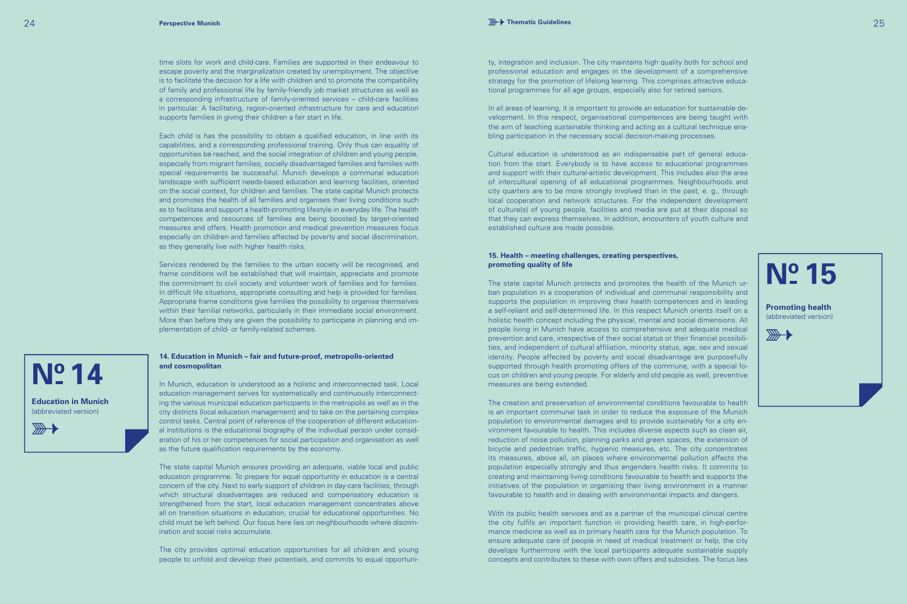time slots for work and child-care. Families are supported in their endeavour to escape poverty and the marginalization created by unemployment. The objective is to facilitate the decision for a life with children and to promote the compatibility of family and professional life by family-friendly job market structures as well as a corresponding infrastructure of family-oriented services – child-care facilities in particular. A facilitating, region-oriented infrastructure for care and education supports families in giving their children a fair start in life.

Each child is has the possibility to obtain a qualified education, in line with its capabilities, and a corresponding professional training. Only thus can equality of opportunities be reached, and the social integration of children and young people, especially from migrant families, socially disadvantaged families and families with special requirements be successful. Munich develops a communal education landscape with sufficient needs-based education and learning facilities, oriented on the social context, for children and families. The state capital Munich protects and promotes the health of all families and organises their living conditions such as to facilitate and support a health-promoting lifestyle in everyday life. The health competences and resources of families are being boosted by target-oriented measures and offers. Health promotion and medical prevention measures focus especially on children and families affected by poverty and social discrimination, as they generally live with higher health risks.

Services rendered by the families to the urban society will be recognised, and frame conditions will be established that will maintain, appreciate and promote the commitment to civil society and volunteer work of families and for families. In difficult life situations, appropriate consulting and help is provided for families. Appropriate frame conditions give families the possibility to organise themselves within their familial networks, particularly in their immediate social environment. More than before they are given the possibility to participate in planning and implementation of child- or family-related schemes.

**Nº 14**

**Education in Munich**
(abbreviated version)

### 14. Education in Munich – fair and future-proof, metropolis-oriented and cosmopolitan

In Munich, education is understood as a holistic and interconnected task. Local education management serves for systematically and continuously interconnecting the various municipal education participants in the metropolis as well as in the city districts (local education management) and to take on the pertaining complex control tasks. Central point of reference of the cooperation of different educational institutions is the educational biography of the individual person under consideration of his or her competences for social participation and organisation as well as the future qualification requirements by the economy.

The state capital Munich ensures providing an adequate, viable local and public education programme. To prepare for equal opportunity in education is a central concern of the city. Next to early support of children in day-care facilities, through which structural disadvantages are reduced and compensatory education is strengthened from the start, local education management concentrates above all on transition situations in education, crucial for educational opportunities. No child must be left behind. Our focus here lies on neighbourhoods where discrimination and social risks accumulate.

The city provides optimal education opportunities for all children and young people to unfold and develop their potentials, and commits to equal opportunity, integration and inclusion. The city maintains high quality both for school and professional education and engages in the development of a comprehensive strategy for the promotion of lifelong learning. This comprises attractive educational programmes for all age groups, especially also for retired seniors.

In all areas of learning, it is important to provide an education for sustainable development. In this respect, organisational competences are being taught with the aim of teaching sustainable thinking and acting as a cultural technique enabling participation in the necessary social decision-making processes.

Cultural education is understood as an indispensable part of general education from the start. Everybody is to have access to educational programmes and support with their cultural-artistic development. This includes also the area of intercultural opening of all educational programmes. Neighbourhoods and city quarters are to be more strongly involved than in the past, e. g., through local cooperation and network structures. For the independent development of culture(s) of young people, facilities and media are put at their disposal so that they can express themselves. In addition, encounters of youth culture and established culture are made possible.

**Nº 15**

**Promoting health**
(abbreviated version)

### 15. Health – meeting challenges, creating perspectives, promoting quality of life

The state capital Munich protects and promotes the health of the Munich urban population in a cooperation of individual and communal responsibility and supports the population in improving their health competences and in leading a self-reliant and self-determined life. In this respect Munich orients itself on a holistic health concept including the physical, mental and social dimensions. All people living in Munich have access to comprehensive and adequate medical prevention and care, irrespective of their social status or their financial possibilities, and independent of cultural affiliation, minority status, age, sex and sexual identity. People affected by poverty and social disadvantage are purposefully supported through health promoting offers of the commune, with a special focus on children and young people. For elderly and old people as well, preventive measures are being extended.

The creation and preservation of environmental conditions favourable to health is an important communal task in order to reduce the exposure of the Munich population to environmental damages and to provide sustainably for a city environment favourable to health. This includes diverse aspects such as clean air, reduction of noise pollution, planning parks and green spaces, the extension of bicycle and pedestrian traffic, hygienic measures, etc. The city concentrates its measures, above all, on places where environmental pollution affects the population especially strongly and thus engenders health risks. It commits to creating and maintaining living conditions favourable to health and supports the initiatives of the population in organising their living environment in a manner favourable to health and in dealing with environmental impacts and dangers.

With its public health services and as a partner of the municipal clinical centre the city fulfils an important function in providing health care, in high-performance medicine as well as in primary health care for the Munich population. To ensure adequate care of people in need of medical treatment or help, the city develops furthermore with the local participants adequate sustainable supply concepts and contributes to these with own offers and subsidies. The focus lies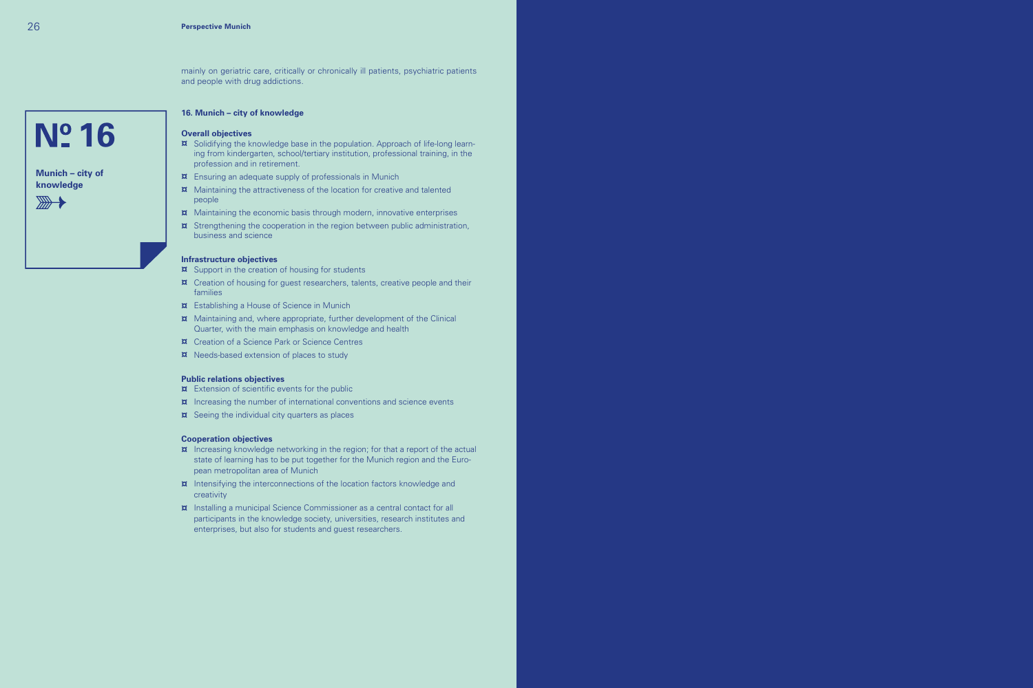mainly on geriatric care, critically or chronically ill patients, psychiatric patients and people with drug addictions.

**Nº 16**

**Munich – city of knowledge**

### 16. Munich – city of knowledge

**Overall objectives**

- Solidifying the knowledge base in the population. Approach of life-long learning from kindergarten, school/tertiary institution, professional training, in the profession and in retirement.
- Ensuring an adequate supply of professionals in Munich
- Maintaining the attractiveness of the location for creative and talented people
- Maintaining the economic basis through modern, innovative enterprises
- Strengthening the cooperation in the region between public administration, business and science

**Infrastructure objectives**

- Support in the creation of housing for students
- Creation of housing for guest researchers, talents, creative people and their families
- Establishing a House of Science in Munich
- Maintaining and, where appropriate, further development of the Clinical Quarter, with the main emphasis on knowledge and health
- Creation of a Science Park or Science Centres
- Needs-based extension of places to study

**Public relations objectives**

- Extension of scientific events for the public
- Increasing the number of international conventions and science events
- Seeing the individual city quarters as places

**Cooperation objectives**

- Increasing knowledge networking in the region; for that a report of the actual state of learning has to be put together for the Munich region and the European metropolitan area of Munich
- Intensifying the interconnections of the location factors knowledge and creativity
- Installing a municipal Science Commissioner as a central contact for all participants in the knowledge society, universities, research institutes and enterprises, but also for students and guest researchers.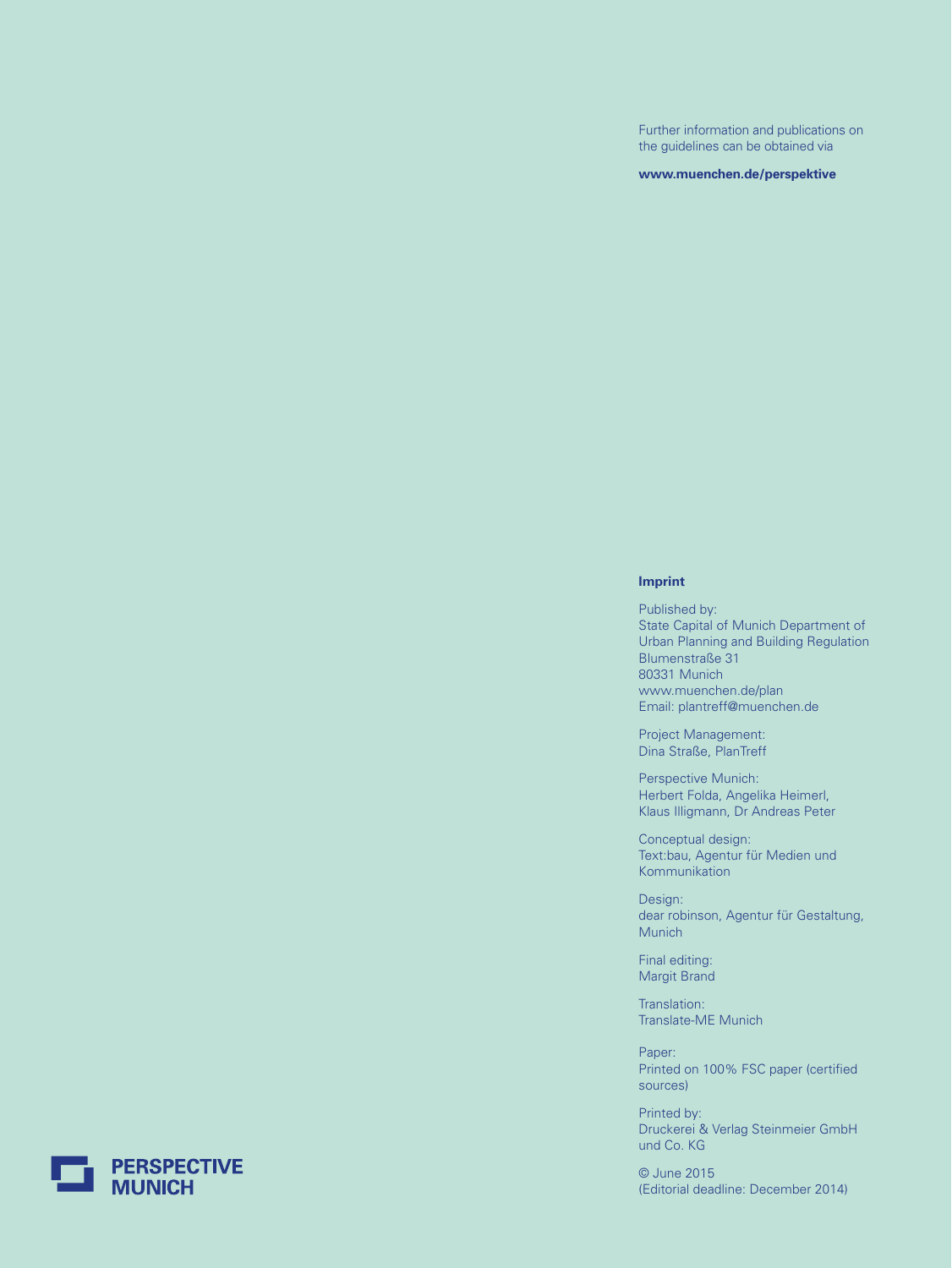Further information and publications on the guidelines can be obtained via

**www.muenchen.de/perspektive**

**Imprint**

Published by:
State Capital of Munich Department of Urban Planning and Building Regulation
Blumenstraße 31
80331 Munich
www.muenchen.de/plan
Email: plantreff@muenchen.de

Project Management:
Dina Straße, PlanTreff

Perspective Munich:
Herbert Folda, Angelika Heimerl, Klaus Illigmann, Dr Andreas Peter

Conceptual design:
Text:bau, Agentur für Medien und Kommunikation

Design:
dear robinson, Agentur für Gestaltung, Munich

Final editing:
Margit Brand

Translation:
Translate-ME Munich

Paper:
Printed on 100% FSC paper (certified sources)

Printed by:
Druckerei & Verlag Steinmeier GmbH und Co. KG

© June 2015
(Editorial deadline: December 2014)

PERSPECTIVE MUNICH